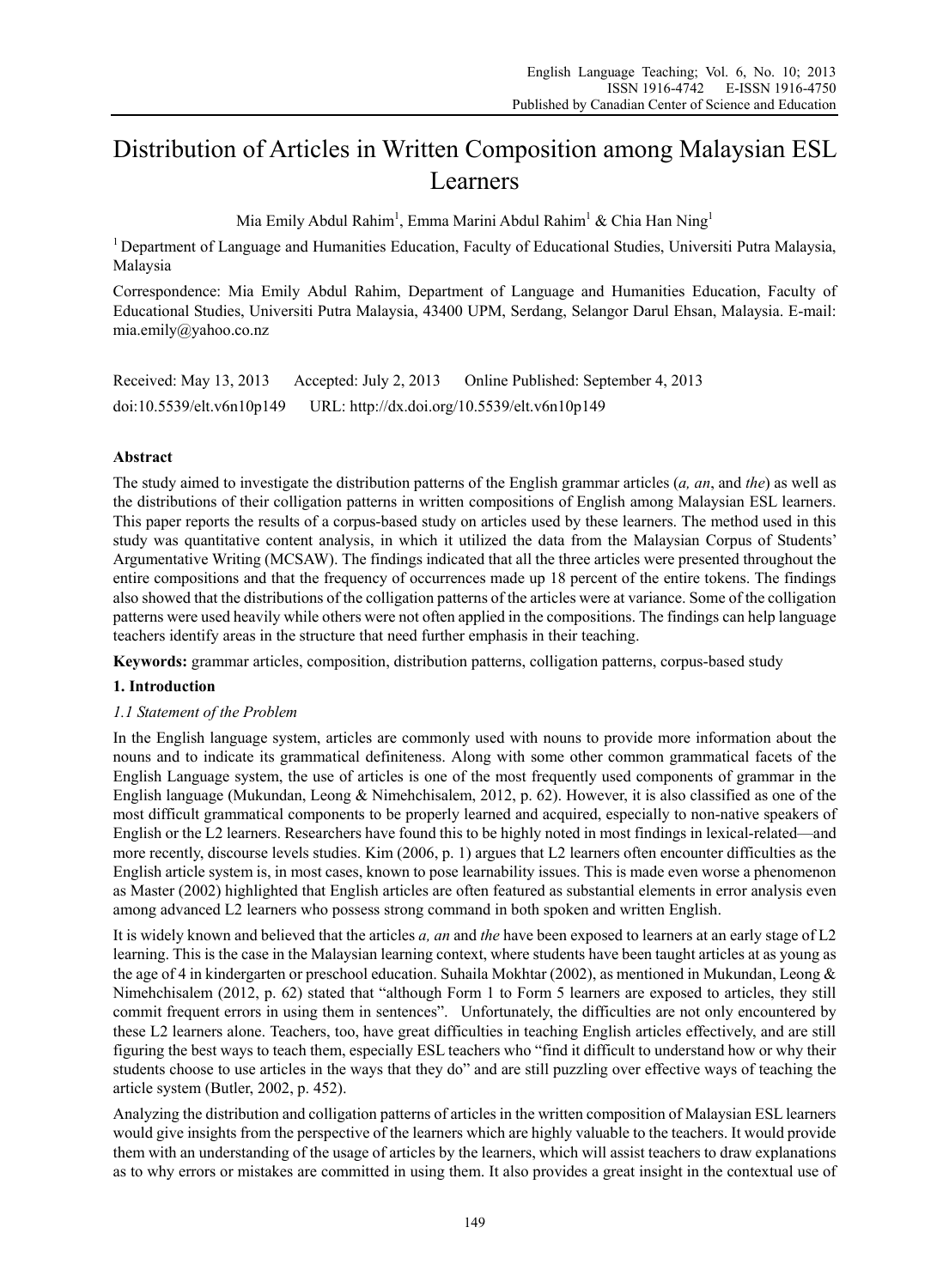# Distribution of Articles in Written Composition among Malaysian ESL Learners

Mia Emily Abdul Rahim[1], Emma Marini Abdul Rahim[1] & Chia Han Ning[1]

[1] Department of Language and Humanities Education, Faculty of Educational Studies, Universiti Putra Malaysia, Malaysia

Correspondence: Mia Emily Abdul Rahim, Department of Language and Humanities Education, Faculty of Educational Studies, Universiti Putra Malaysia, 43400 UPM, Serdang, Selangor Darul Ehsan, Malaysia. E-mail: mia.emily@yahoo.co.nz

Received: May 13, 2013 Accepted: July 2, 2013 Online Published: September 4, 2013

doi:10.5539/elt.v6n10p149 URL: http://dx.doi.org/10.5539/elt.v6n10p149

## Abstract

The study aimed to investigate the distribution patterns of the English grammar articles (*a, an*, and *the*) as well as the distributions of their colligation patterns in written compositions of English among Malaysian ESL learners. This paper reports the results of a corpus-based study on articles used by these learners. The method used in this study was quantitative content analysis, in which it utilized the data from the Malaysian Corpus of Students' Argumentative Writing (MCSAW). The findings indicated that all the three articles were presented throughout the entire compositions and that the frequency of occurrences made up 18 percent of the entire tokens. The findings also showed that the distributions of the colligation patterns of the articles were at variance. Some of the colligation patterns were used heavily while others were not often applied in the compositions. The findings can help language teachers identify areas in the structure that need further emphasis in their teaching.

**Keywords:** grammar articles, composition, distribution patterns, colligation patterns, corpus-based study

## 1. Introduction

### *1.1 Statement of the Problem*

In the English language system, articles are commonly used with nouns to provide more information about the nouns and to indicate its grammatical definiteness. Along with some other common grammatical facets of the English Language system, the use of articles is one of the most frequently used components of grammar in the English language (Mukundan, Leong & Nimehchisalem, 2012, p. 62). However, it is also classified as one of the most difficult grammatical components to be properly learned and acquired, especially to non-native speakers of English or the L2 learners. Researchers have found this to be highly noted in most findings in lexical-related—and more recently, discourse levels studies. Kim (2006, p. 1) argues that L2 learners often encounter difficulties as the English article system is, in most cases, known to pose learnability issues. This is made even worse a phenomenon as Master (2002) highlighted that English articles are often featured as substantial elements in error analysis even among advanced L2 learners who possess strong command in both spoken and written English.

It is widely known and believed that the articles *a, an* and *the* have been exposed to learners at an early stage of L2 learning. This is the case in the Malaysian learning context, where students have been taught articles at as young as the age of 4 in kindergarten or preschool education. Suhaila Mokhtar (2002), as mentioned in Mukundan, Leong & Nimehchisalem (2012, p. 62) stated that "although Form 1 to Form 5 learners are exposed to articles, they still commit frequent errors in using them in sentences". Unfortunately, the difficulties are not only encountered by these L2 learners alone. Teachers, too, have great difficulties in teaching English articles effectively, and are still figuring the best ways to teach them, especially ESL teachers who "find it difficult to understand how or why their students choose to use articles in the ways that they do" and are still puzzling over effective ways of teaching the article system (Butler, 2002, p. 452).

Analyzing the distribution and colligation patterns of articles in the written composition of Malaysian ESL learners would give insights from the perspective of the learners which are highly valuable to the teachers. It would provide them with an understanding of the usage of articles by the learners, which will assist teachers to draw explanations as to why errors or mistakes are committed in using them. It also provides a great insight in the contextual use of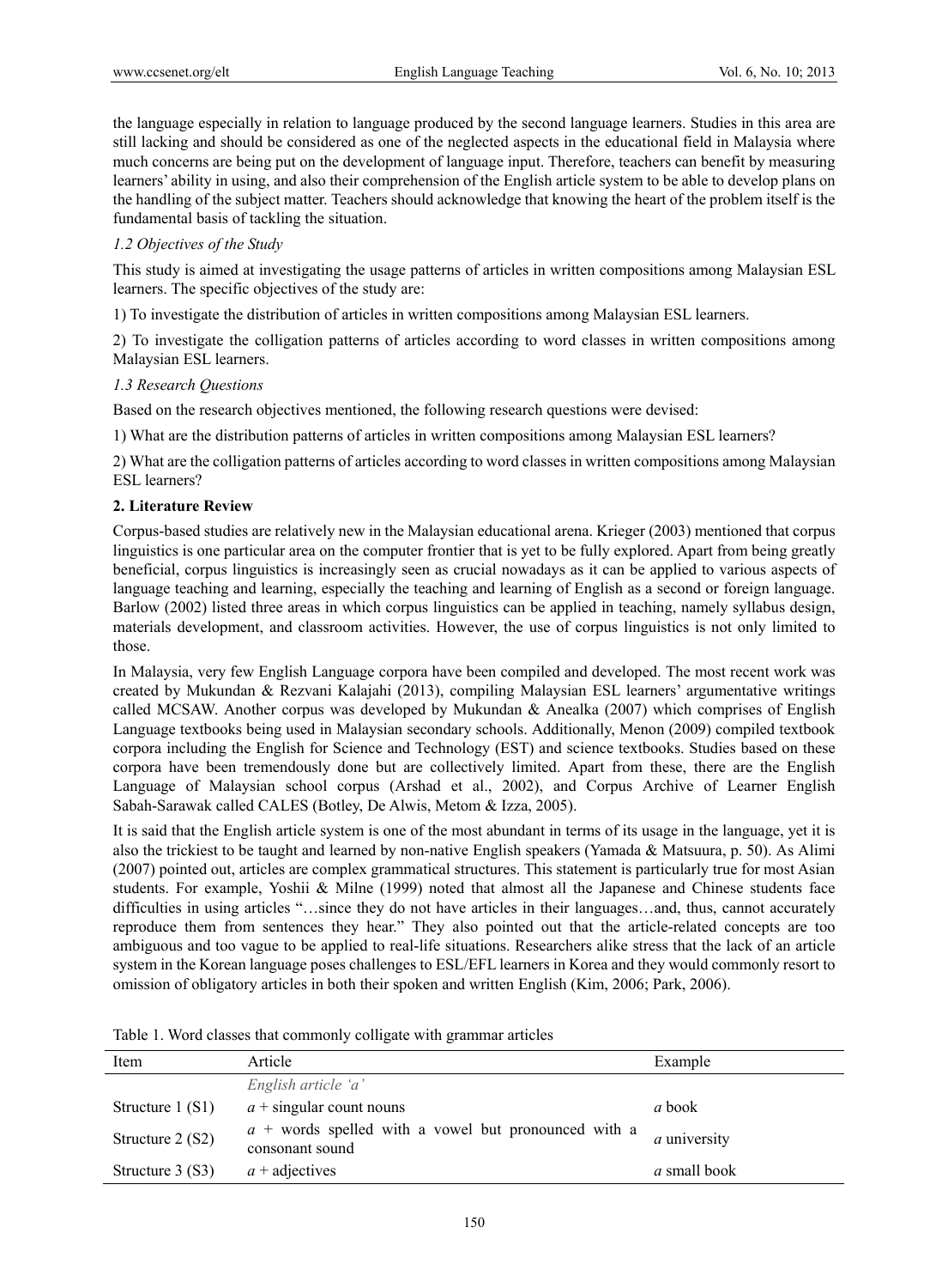the language especially in relation to language produced by the second language learners. Studies in this area are still lacking and should be considered as one of the neglected aspects in the educational field in Malaysia where much concerns are being put on the development of language input. Therefore, teachers can benefit by measuring learners' ability in using, and also their comprehension of the English article system to be able to develop plans on the handling of the subject matter. Teachers should acknowledge that knowing the heart of the problem itself is the fundamental basis of tackling the situation.

### *1.2 Objectives of the Study*

This study is aimed at investigating the usage patterns of articles in written compositions among Malaysian ESL learners. The specific objectives of the study are:

1) To investigate the distribution of articles in written compositions among Malaysian ESL learners.

2) To investigate the colligation patterns of articles according to word classes in written compositions among Malaysian ESL learners.

### *1.3 Research Questions*

Based on the research objectives mentioned, the following research questions were devised:

1) What are the distribution patterns of articles in written compositions among Malaysian ESL learners?

2) What are the colligation patterns of articles according to word classes in written compositions among Malaysian ESL learners?

## 2. Literature Review

Corpus-based studies are relatively new in the Malaysian educational arena. Krieger (2003) mentioned that corpus linguistics is one particular area on the computer frontier that is yet to be fully explored. Apart from being greatly beneficial, corpus linguistics is increasingly seen as crucial nowadays as it can be applied to various aspects of language teaching and learning, especially the teaching and learning of English as a second or foreign language. Barlow (2002) listed three areas in which corpus linguistics can be applied in teaching, namely syllabus design, materials development, and classroom activities. However, the use of corpus linguistics is not only limited to those.

In Malaysia, very few English Language corpora have been compiled and developed. The most recent work was created by Mukundan & Rezvani Kalajahi (2013), compiling Malaysian ESL learners' argumentative writings called MCSAW. Another corpus was developed by Mukundan & Anealka (2007) which comprises of English Language textbooks being used in Malaysian secondary schools. Additionally, Menon (2009) compiled textbook corpora including the English for Science and Technology (EST) and science textbooks. Studies based on these corpora have been tremendously done but are collectively limited. Apart from these, there are the English Language of Malaysian school corpus (Arshad et al., 2002), and Corpus Archive of Learner English Sabah-Sarawak called CALES (Botley, De Alwis, Metom & Izza, 2005).

It is said that the English article system is one of the most abundant in terms of its usage in the language, yet it is also the trickiest to be taught and learned by non-native English speakers (Yamada & Matsuura, p. 50). As Alimi (2007) pointed out, articles are complex grammatical structures. This statement is particularly true for most Asian students. For example, Yoshii & Milne (1999) noted that almost all the Japanese and Chinese students face difficulties in using articles "…since they do not have articles in their languages…and, thus, cannot accurately reproduce them from sentences they hear." They also pointed out that the article-related concepts are too ambiguous and too vague to be applied to real-life situations. Researchers alike stress that the lack of an article system in the Korean language poses challenges to ESL/EFL learners in Korea and they would commonly resort to omission of obligatory articles in both their spoken and written English (Kim, 2006; Park, 2006).

Table 1. Word classes that commonly colligate with grammar articles

| Item | Article | Example |
|---|---|---|
| | *English article 'a'* | |
| Structure 1 (S1) | *a* + singular count nouns | *a* book |
| Structure 2 (S2) | *a* + words spelled with a vowel but pronounced with a consonant sound | *a* university |
| Structure 3 (S3) | *a* + adjectives | *a* small book |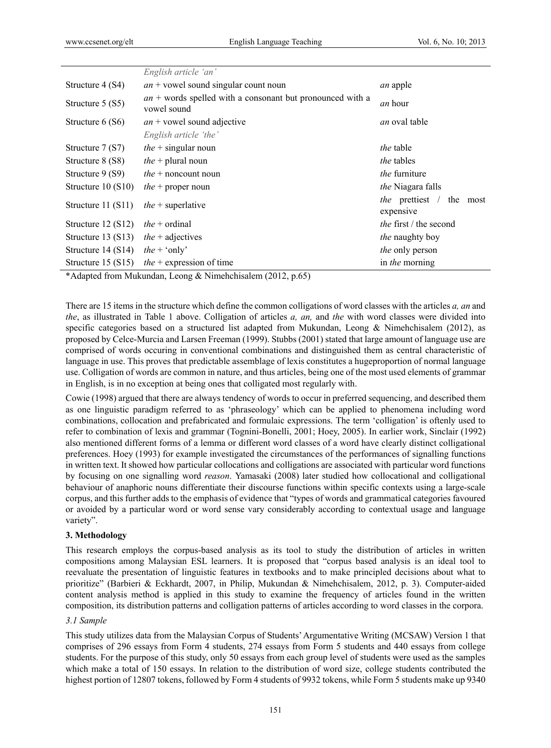| | | |
|---|---|---|
| | *English article 'an'* | |
| Structure 4 (S4) | *an* + vowel sound singular count noun | *an* apple |
| Structure 5 (S5) | *an* + words spelled with a consonant but pronounced with a vowel sound | *an* hour |
| Structure 6 (S6) | *an* + vowel sound adjective | *an* oval table |
| | *English article 'the'* | |
| Structure 7 (S7) | *the* + singular noun | *the* table |
| Structure 8 (S8) | *the* + plural noun | *the* tables |
| Structure 9 (S9) | *the* + noncount noun | *the* furniture |
| Structure 10 (S10) | *the* + proper noun | *the* Niagara falls |
| Structure 11 (S11) | *the* + superlative | *the* prettiest / the most expensive |
| Structure 12 (S12) | *the* + ordinal | *the* first / the second |
| Structure 13 (S13) | *the* + adjectives | *the* naughty boy |
| Structure 14 (S14) | *the* + 'only' | *the* only person |
| Structure 15 (S15) | *the* + expression of time | in *the* morning |

*Adapted from Mukundan, Leong & Nimehchisalem (2012, p.65)

There are 15 items in the structure which define the common colligations of word classes with the articles *a, an* and *the*, as illustrated in Table 1 above. Colligation of articles *a, an,* and *the* with word classes were divided into specific categories based on a structured list adapted from Mukundan, Leong & Nimehchisalem (2012), as proposed by Celce-Murcia and Larsen Freeman (1999). Stubbs (2001) stated that large amount of language use are comprised of words occuring in conventional combinations and distinguished them as central characteristic of language in use. This proves that predictable assemblage of lexis constitutes a hugeproportion of normal language use. Colligation of words are common in nature, and thus articles, being one of the most used elements of grammar in English, is in no exception at being ones that colligated most regularly with.

Cowie (1998) argued that there are always tendency of words to occur in preferred sequencing, and described them as one linguistic paradigm referred to as 'phraseology' which can be applied to phenomena including word combinations, collocation and prefabricated and formulaic expressions. The term 'colligation' is oftenly used to refer to combination of lexis and grammar (Tognini-Bonelli, 2001; Hoey, 2005). In earlier work, Sinclair (1992) also mentioned different forms of a lemma or different word classes of a word have clearly distinct colligational preferences. Hoey (1993) for example investigated the circumstances of the performances of signalling functions in written text. It showed how particular collocations and colligations are associated with particular word functions by focusing on one signalling word *reason*. Yamasaki (2008) later studied how collocational and colligational behaviour of anaphoric nouns differentiate their discourse functions within specific contexts using a large-scale corpus, and this further adds to the emphasis of evidence that "types of words and grammatical categories favoured or avoided by a particular word or word sense vary considerably according to contextual usage and language variety".

## 3. Methodology

This research employs the corpus-based analysis as its tool to study the distribution of articles in written compositions among Malaysian ESL learners. It is proposed that "corpus based analysis is an ideal tool to reevaluate the presentation of linguistic features in textbooks and to make principled decisions about what to prioritize" (Barbieri & Eckhardt, 2007, in Philip, Mukundan & Nimehchisalem, 2012, p. 3). Computer-aided content analysis method is applied in this study to examine the frequency of articles found in the written composition, its distribution patterns and colligation patterns of articles according to word classes in the corpora.

### *3.1 Sample*

This study utilizes data from the Malaysian Corpus of Students' Argumentative Writing (MCSAW) Version 1 that comprises of 296 essays from Form 4 students, 274 essays from Form 5 students and 440 essays from college students. For the purpose of this study, only 50 essays from each group level of students were used as the samples which make a total of 150 essays. In relation to the distribution of word size, college students contributed the highest portion of 12807 tokens, followed by Form 4 students of 9932 tokens, while Form 5 students make up 9340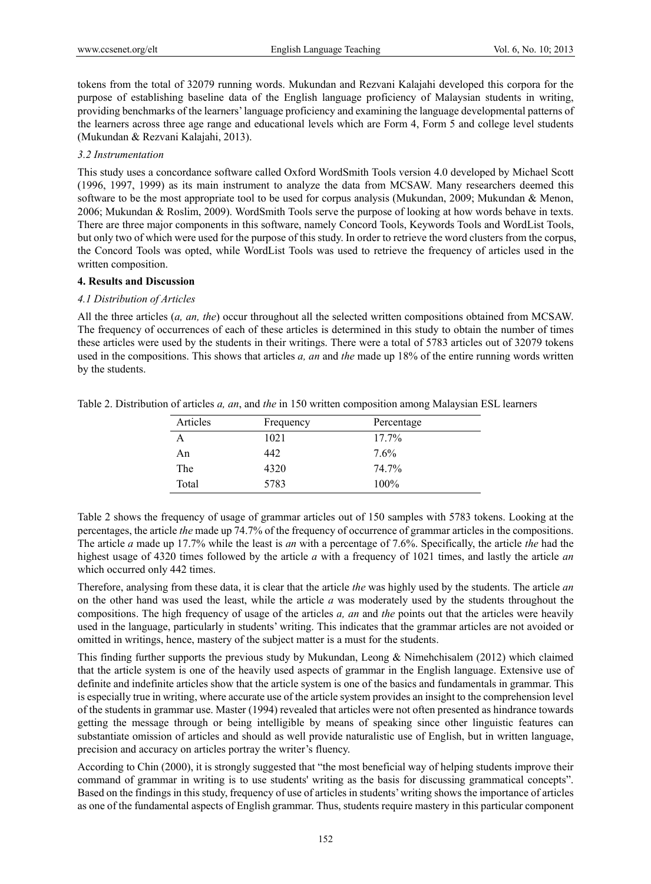tokens from the total of 32079 running words. Mukundan and Rezvani Kalajahi developed this corpora for the purpose of establishing baseline data of the English language proficiency of Malaysian students in writing, providing benchmarks of the learners' language proficiency and examining the language developmental patterns of the learners across three age range and educational levels which are Form 4, Form 5 and college level students (Mukundan & Rezvani Kalajahi, 2013).

### *3.2 Instrumentation*

This study uses a concordance software called Oxford WordSmith Tools version 4.0 developed by Michael Scott (1996, 1997, 1999) as its main instrument to analyze the data from MCSAW. Many researchers deemed this software to be the most appropriate tool to be used for corpus analysis (Mukundan, 2009; Mukundan & Menon, 2006; Mukundan & Roslim, 2009). WordSmith Tools serve the purpose of looking at how words behave in texts. There are three major components in this software, namely Concord Tools, Keywords Tools and WordList Tools, but only two of which were used for the purpose of this study. In order to retrieve the word clusters from the corpus, the Concord Tools was opted, while WordList Tools was used to retrieve the frequency of articles used in the written composition.

## **4. Results and Discussion**

### *4.1 Distribution of Articles*

All the three articles (*a, an, the*) occur throughout all the selected written compositions obtained from MCSAW. The frequency of occurrences of each of these articles is determined in this study to obtain the number of times these articles were used by the students in their writings. There were a total of 5783 articles out of 32079 tokens used in the compositions. This shows that articles *a, an* and *the* made up 18% of the entire running words written by the students.

Table 2. Distribution of articles *a, an*, and *the* in 150 written composition among Malaysian ESL learners

| Articles | Frequency | Percentage |
|---|---|---|
| A | 1021 | 17.7% |
| An | 442 | 7.6% |
| The | 4320 | 74.7% |
| Total | 5783 | 100% |

Table 2 shows the frequency of usage of grammar articles out of 150 samples with 5783 tokens. Looking at the percentages, the article *the* made up 74.7% of the frequency of occurrence of grammar articles in the compositions. The article *a* made up 17.7% while the least is *an* with a percentage of 7.6%. Specifically, the article *the* had the highest usage of 4320 times followed by the article *a* with a frequency of 1021 times, and lastly the article *an* which occurred only 442 times.

Therefore, analysing from these data, it is clear that the article *the* was highly used by the students. The article *an* on the other hand was used the least, while the article *a* was moderately used by the students throughout the compositions. The high frequency of usage of the articles *a, an* and *the* points out that the articles were heavily used in the language, particularly in students' writing. This indicates that the grammar articles are not avoided or omitted in writings, hence, mastery of the subject matter is a must for the students.

This finding further supports the previous study by Mukundan, Leong & Nimehchisalem (2012) which claimed that the article system is one of the heavily used aspects of grammar in the English language. Extensive use of definite and indefinite articles show that the article system is one of the basics and fundamentals in grammar. This is especially true in writing, where accurate use of the article system provides an insight to the comprehension level of the students in grammar use. Master (1994) revealed that articles were not often presented as hindrance towards getting the message through or being intelligible by means of speaking since other linguistic features can substantiate omission of articles and should as well provide naturalistic use of English, but in written language, precision and accuracy on articles portray the writer's fluency.

According to Chin (2000), it is strongly suggested that "the most beneficial way of helping students improve their command of grammar in writing is to use students' writing as the basis for discussing grammatical concepts". Based on the findings in this study, frequency of use of articles in students' writing shows the importance of articles as one of the fundamental aspects of English grammar. Thus, students require mastery in this particular component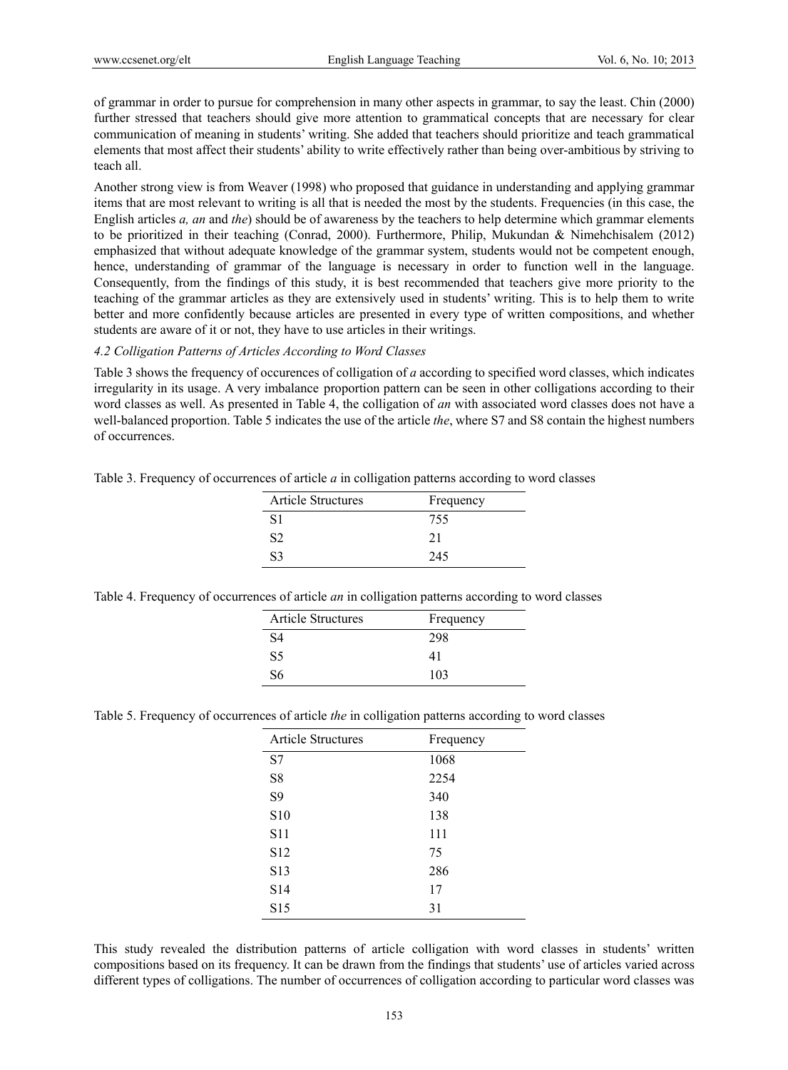of grammar in order to pursue for comprehension in many other aspects in grammar, to say the least. Chin (2000) further stressed that teachers should give more attention to grammatical concepts that are necessary for clear communication of meaning in students' writing. She added that teachers should prioritize and teach grammatical elements that most affect their students' ability to write effectively rather than being over-ambitious by striving to teach all.

Another strong view is from Weaver (1998) who proposed that guidance in understanding and applying grammar items that are most relevant to writing is all that is needed the most by the students. Frequencies (in this case, the English articles *a, an* and *the*) should be of awareness by the teachers to help determine which grammar elements to be prioritized in their teaching (Conrad, 2000). Furthermore, Philip, Mukundan & Nimehchisalem (2012) emphasized that without adequate knowledge of the grammar system, students would not be competent enough, hence, understanding of grammar of the language is necessary in order to function well in the language. Consequently, from the findings of this study, it is best recommended that teachers give more priority to the teaching of the grammar articles as they are extensively used in students' writing. This is to help them to write better and more confidently because articles are presented in every type of written compositions, and whether students are aware of it or not, they have to use articles in their writings.

### *4.2 Colligation Patterns of Articles According to Word Classes*

Table 3 shows the frequency of occurences of colligation of *a* according to specified word classes, which indicates irregularity in its usage. A very imbalance proportion pattern can be seen in other colligations according to their word classes as well. As presented in Table 4, the colligation of *an* with associated word classes does not have a well-balanced proportion. Table 5 indicates the use of the article *the*, where S7 and S8 contain the highest numbers of occurrences.

Table 3. Frequency of occurrences of article *a* in colligation patterns according to word classes

| Article Structures | Frequency |
|---|---|
| S1 | 755 |
| S2 | 21 |
| S3 | 245 |

Table 4. Frequency of occurrences of article *an* in colligation patterns according to word classes

| Article Structures | Frequency |
|---|---|
| S4 | 298 |
| S5 | 41 |
| S6 | 103 |

Table 5. Frequency of occurrences of article *the* in colligation patterns according to word classes

| Article Structures | Frequency |
|---|---|
| S7 | 1068 |
| S8 | 2254 |
| S9 | 340 |
| S10 | 138 |
| S11 | 111 |
| S12 | 75 |
| S13 | 286 |
| S14 | 17 |
| S15 | 31 |

This study revealed the distribution patterns of article colligation with word classes in students' written compositions based on its frequency. It can be drawn from the findings that students' use of articles varied across different types of colligations. The number of occurrences of colligation according to particular word classes was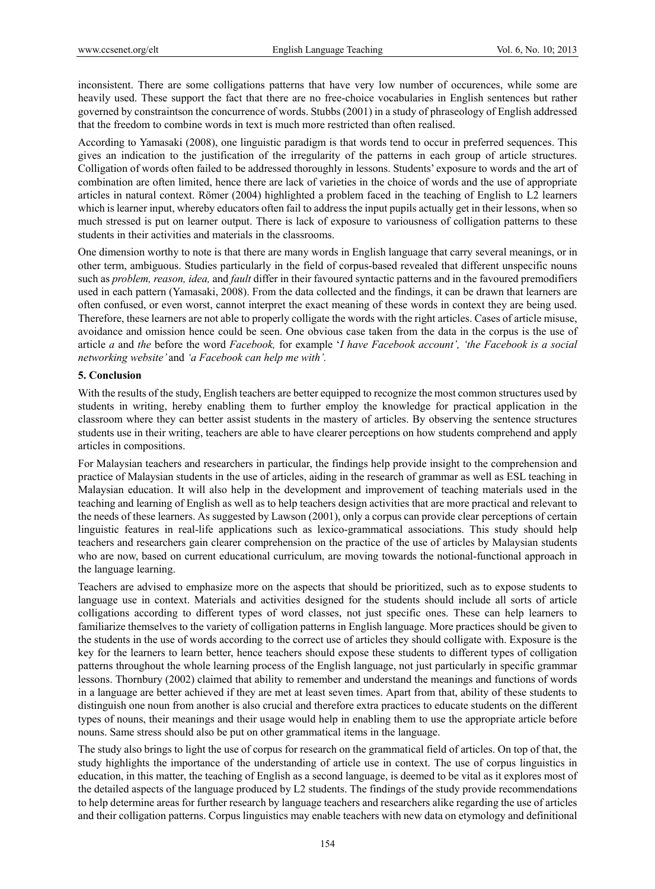inconsistent. There are some colligations patterns that have very low number of occurences, while some are heavily used. These support the fact that there are no free-choice vocabularies in English sentences but rather governed by constraintson the concurrence of words. Stubbs (2001) in a study of phraseology of English addressed that the freedom to combine words in text is much more restricted than often realised.

According to Yamasaki (2008), one linguistic paradigm is that words tend to occur in preferred sequences. This gives an indication to the justification of the irregularity of the patterns in each group of article structures. Colligation of words often failed to be addressed thoroughly in lessons. Students' exposure to words and the art of combination are often limited, hence there are lack of varieties in the choice of words and the use of appropriate articles in natural context. Römer (2004) highlighted a problem faced in the teaching of English to L2 learners which is learner input, whereby educators often fail to address the input pupils actually get in their lessons, when so much stressed is put on learner output. There is lack of exposure to variousness of colligation patterns to these students in their activities and materials in the classrooms.

One dimension worthy to note is that there are many words in English language that carry several meanings, or in other term, ambiguous. Studies particularly in the field of corpus-based revealed that different unspecific nouns such as *problem, reason, idea,* and *fault* differ in their favoured syntactic patterns and in the favoured premodifiers used in each pattern (Yamasaki, 2008). From the data collected and the findings, it can be drawn that learners are often confused, or even worst, cannot interpret the exact meaning of these words in context they are being used. Therefore, these learners are not able to properly colligate the words with the right articles. Cases of article misuse, avoidance and omission hence could be seen. One obvious case taken from the data in the corpus is the use of article *a* and *the* before the word *Facebook,* for example '*I have Facebook account', 'the Facebook is a social networking website'* and *'a Facebook can help me with'.*

**5. Conclusion**

With the results of the study, English teachers are better equipped to recognize the most common structures used by students in writing, hereby enabling them to further employ the knowledge for practical application in the classroom where they can better assist students in the mastery of articles. By observing the sentence structures students use in their writing, teachers are able to have clearer perceptions on how students comprehend and apply articles in compositions.

For Malaysian teachers and researchers in particular, the findings help provide insight to the comprehension and practice of Malaysian students in the use of articles, aiding in the research of grammar as well as ESL teaching in Malaysian education. It will also help in the development and improvement of teaching materials used in the teaching and learning of English as well as to help teachers design activities that are more practical and relevant to the needs of these learners. As suggested by Lawson (2001), only a corpus can provide clear perceptions of certain linguistic features in real-life applications such as lexico-grammatical associations. This study should help teachers and researchers gain clearer comprehension on the practice of the use of articles by Malaysian students who are now, based on current educational curriculum, are moving towards the notional-functional approach in the language learning.

Teachers are advised to emphasize more on the aspects that should be prioritized, such as to expose students to language use in context. Materials and activities designed for the students should include all sorts of article colligations according to different types of word classes, not just specific ones. These can help learners to familiarize themselves to the variety of colligation patterns in English language. More practices should be given to the students in the use of words according to the correct use of articles they should colligate with. Exposure is the key for the learners to learn better, hence teachers should expose these students to different types of colligation patterns throughout the whole learning process of the English language, not just particularly in specific grammar lessons. Thornbury (2002) claimed that ability to remember and understand the meanings and functions of words in a language are better achieved if they are met at least seven times. Apart from that, ability of these students to distinguish one noun from another is also crucial and therefore extra practices to educate students on the different types of nouns, their meanings and their usage would help in enabling them to use the appropriate article before nouns. Same stress should also be put on other grammatical items in the language.

The study also brings to light the use of corpus for research on the grammatical field of articles. On top of that, the study highlights the importance of the understanding of article use in context. The use of corpus linguistics in education, in this matter, the teaching of English as a second language, is deemed to be vital as it explores most of the detailed aspects of the language produced by L2 students. The findings of the study provide recommendations to help determine areas for further research by language teachers and researchers alike regarding the use of articles and their colligation patterns. Corpus linguistics may enable teachers with new data on etymology and definitional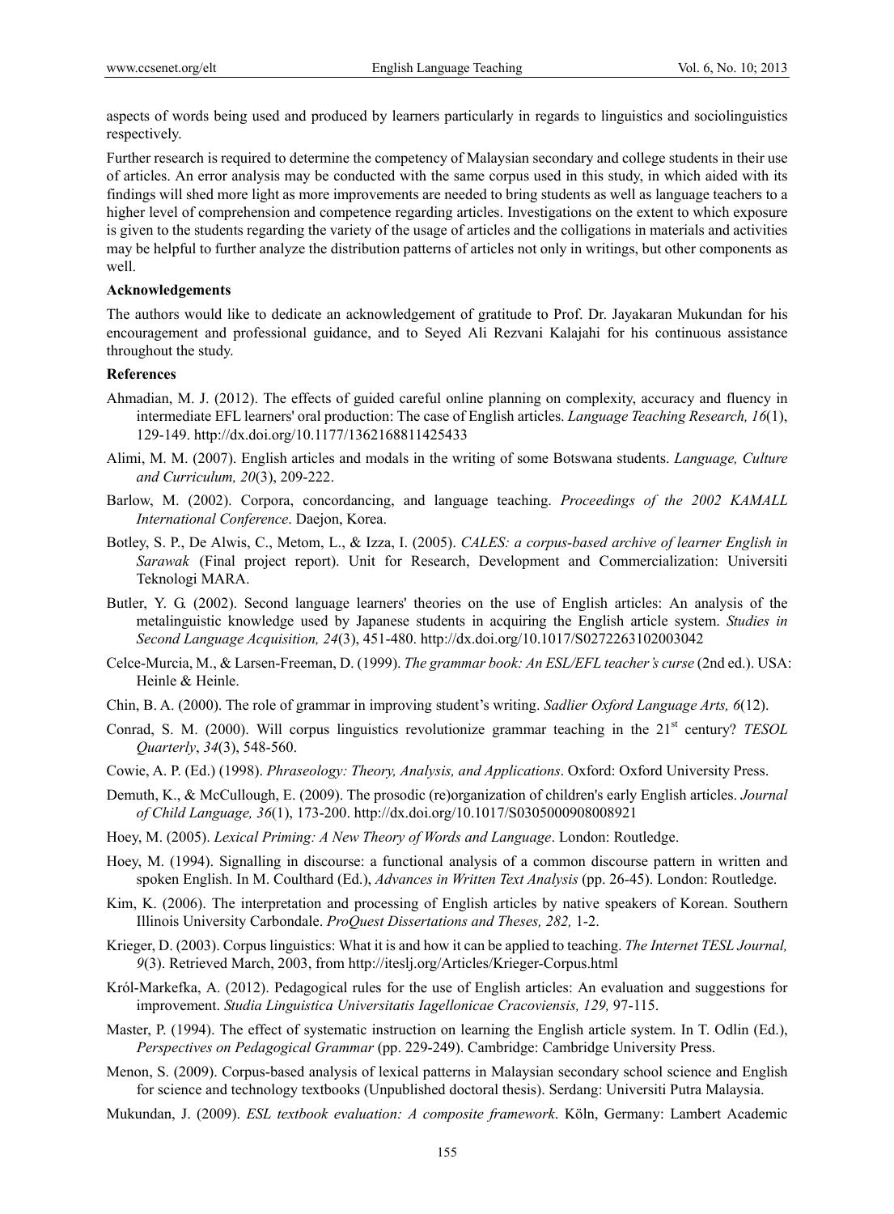aspects of words being used and produced by learners particularly in regards to linguistics and sociolinguistics respectively.

Further research is required to determine the competency of Malaysian secondary and college students in their use of articles. An error analysis may be conducted with the same corpus used in this study, in which aided with its findings will shed more light as more improvements are needed to bring students as well as language teachers to a higher level of comprehension and competence regarding articles. Investigations on the extent to which exposure is given to the students regarding the variety of the usage of articles and the colligations in materials and activities may be helpful to further analyze the distribution patterns of articles not only in writings, but other components as well.

**Acknowledgements**

The authors would like to dedicate an acknowledgement of gratitude to Prof. Dr. Jayakaran Mukundan for his encouragement and professional guidance, and to Seyed Ali Rezvani Kalajahi for his continuous assistance throughout the study.

**References**

Ahmadian, M. J. (2012). The effects of guided careful online planning on complexity, accuracy and fluency in intermediate EFL learners' oral production: The case of English articles. *Language Teaching Research, 16*(1), 129-149. http://dx.doi.org/10.1177/1362168811425433

Alimi, M. M. (2007). English articles and modals in the writing of some Botswana students. *Language, Culture and Curriculum, 20*(3), 209-222.

Barlow, M. (2002). Corpora, concordancing, and language teaching. *Proceedings of the 2002 KAMALL International Conference*. Daejon, Korea.

Botley, S. P., De Alwis, C., Metom, L., & Izza, I. (2005). *CALES: a corpus-based archive of learner English in Sarawak* (Final project report). Unit for Research, Development and Commercialization: Universiti Teknologi MARA.

Butler, Y. G. (2002). Second language learners' theories on the use of English articles: An analysis of the metalinguistic knowledge used by Japanese students in acquiring the English article system. *Studies in Second Language Acquisition, 24*(3), 451-480. http://dx.doi.org/10.1017/S0272263102003042

Celce-Murcia, M., & Larsen-Freeman, D. (1999). *The grammar book: An ESL/EFL teacher's curse* (2nd ed.). USA: Heinle & Heinle.

Chin, B. A. (2000). The role of grammar in improving student's writing. *Sadlier Oxford Language Arts, 6*(12).

Conrad, S. M. (2000). Will corpus linguistics revolutionize grammar teaching in the 21st century? *TESOL Quarterly*, *34*(3), 548-560.

Cowie, A. P. (Ed.) (1998). *Phraseology: Theory, Analysis, and Applications*. Oxford: Oxford University Press.

Demuth, K., & McCullough, E. (2009). The prosodic (re)organization of children's early English articles. *Journal of Child Language, 36*(1), 173-200. http://dx.doi.org/10.1017/S0305000908008921

Hoey, M. (2005). *Lexical Priming: A New Theory of Words and Language*. London: Routledge.

Hoey, M. (1994). Signalling in discourse: a functional analysis of a common discourse pattern in written and spoken English. In M. Coulthard (Ed.), *Advances in Written Text Analysis* (pp. 26-45). London: Routledge.

Kim, K. (2006). The interpretation and processing of English articles by native speakers of Korean. Southern Illinois University Carbondale. *ProQuest Dissertations and Theses, 282,* 1-2.

Krieger, D. (2003). Corpus linguistics: What it is and how it can be applied to teaching. *The Internet TESL Journal, 9*(3). Retrieved March, 2003, from http://iteslj.org/Articles/Krieger-Corpus.html

Król-Markefka, A. (2012). Pedagogical rules for the use of English articles: An evaluation and suggestions for improvement. *Studia Linguistica Universitatis Iagellonicae Cracoviensis, 129,* 97-115.

Master, P. (1994). The effect of systematic instruction on learning the English article system. In T. Odlin (Ed.), *Perspectives on Pedagogical Grammar* (pp. 229-249). Cambridge: Cambridge University Press.

Menon, S. (2009). Corpus-based analysis of lexical patterns in Malaysian secondary school science and English for science and technology textbooks (Unpublished doctoral thesis). Serdang: Universiti Putra Malaysia.

Mukundan, J. (2009). *ESL textbook evaluation: A composite framework*. Köln, Germany: Lambert Academic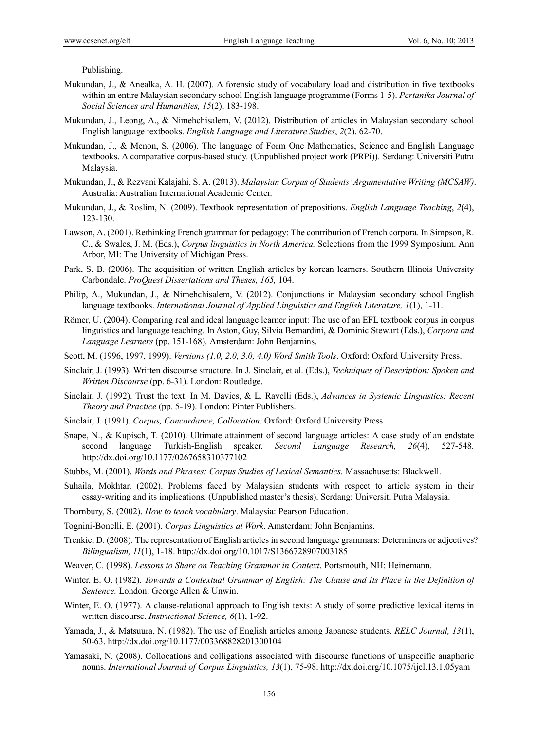Publishing.

Mukundan, J., & Anealka, A. H. (2007). A forensic study of vocabulary load and distribution in five textbooks within an entire Malaysian secondary school English language programme (Forms 1-5). *Pertanika Journal of Social Sciences and Humanities, 15*(2), 183-198.

Mukundan, J., Leong, A., & Nimehchisalem, V. (2012). Distribution of articles in Malaysian secondary school English language textbooks. *English Language and Literature Studies*, *2*(2), 62-70.

Mukundan, J., & Menon, S. (2006). The language of Form One Mathematics, Science and English Language textbooks. A comparative corpus-based study. (Unpublished project work (PRPi)). Serdang: Universiti Putra Malaysia.

Mukundan, J., & Rezvani Kalajahi, S. A. (2013). *Malaysian Corpus of Students' Argumentative Writing (MCSAW)*. Australia: Australian International Academic Center.

Mukundan, J., & Roslim, N. (2009). Textbook representation of prepositions. *English Language Teaching*, *2*(4), 123-130.

Lawson, A. (2001). Rethinking French grammar for pedagogy: The contribution of French corpora. In Simpson, R. C., & Swales, J. M. (Eds.), *Corpus linguistics in North America.* Selections from the 1999 Symposium. Ann Arbor, MI: The University of Michigan Press.

Park, S. B. (2006). The acquisition of written English articles by korean learners. Southern Illinois University Carbondale. *ProQuest Dissertations and Theses, 165,* 104.

Philip, A., Mukundan, J., & Nimehchisalem, V. (2012). Conjunctions in Malaysian secondary school English language textbooks. *International Journal of Applied Linguistics and English Literature, 1*(1), 1-11.

Römer, U. (2004). Comparing real and ideal language learner input: The use of an EFL textbook corpus in corpus linguistics and language teaching. In Aston, Guy, Silvia Bernardini, & Dominic Stewart (Eds.), *Corpora and Language Learners* (pp. 151-168)*.* Amsterdam: John Benjamins.

Scott, M. (1996, 1997, 1999). *Versions (1.0, 2.0, 3.0, 4.0) Word Smith Tools*. Oxford: Oxford University Press.

Sinclair, J. (1993). Written discourse structure. In J. Sinclair, et al. (Eds.), *Techniques of Description: Spoken and Written Discourse* (pp. 6-31). London: Routledge.

Sinclair, J. (1992). Trust the text. In M. Davies, & L. Ravelli (Eds.), *Advances in Systemic Linguistics: Recent Theory and Practice* (pp. 5-19). London: Pinter Publishers.

Sinclair, J. (1991). *Corpus, Concordance, Collocation*. Oxford: Oxford University Press.

Snape, N., & Kupisch, T. (2010). Ultimate attainment of second language articles: A case study of an endstate second language Turkish-English speaker. *Second Language Research, 26*(4), 527-548. http://dx.doi.org/10.1177/0267658310377102

Stubbs, M. (2001). *Words and Phrases: Corpus Studies of Lexical Semantics.* Massachusetts: Blackwell.

Suhaila, Mokhtar. (2002). Problems faced by Malaysian students with respect to article system in their essay-writing and its implications. (Unpublished master's thesis). Serdang: Universiti Putra Malaysia.

Thornbury, S. (2002). *How to teach vocabulary*. Malaysia: Pearson Education.

Tognini-Bonelli, E. (2001). *Corpus Linguistics at Work*. Amsterdam: John Benjamins.

Trenkic, D. (2008). The representation of English articles in second language grammars: Determiners or adjectives? *Bilingualism, 11*(1), 1-18. http://dx.doi.org/10.1017/S1366728907003185

Weaver, C. (1998). *Lessons to Share on Teaching Grammar in Context*. Portsmouth, NH: Heinemann.

Winter, E. O. (1982). *Towards a Contextual Grammar of English: The Clause and Its Place in the Definition of Sentence.* London: George Allen & Unwin.

Winter, E. O. (1977). A clause-relational approach to English texts: A study of some predictive lexical items in written discourse. *Instructional Science, 6*(1), 1-92.

Yamada, J., & Matsuura, N. (1982). The use of English articles among Japanese students. *RELC Journal, 13*(1), 50-63. http://dx.doi.org/10.1177/003368828201300104

Yamasaki, N. (2008). Collocations and colligations associated with discourse functions of unspecific anaphoric nouns. *International Journal of Corpus Linguistics, 13*(1), 75-98. http://dx.doi.org/10.1075/ijcl.13.1.05yam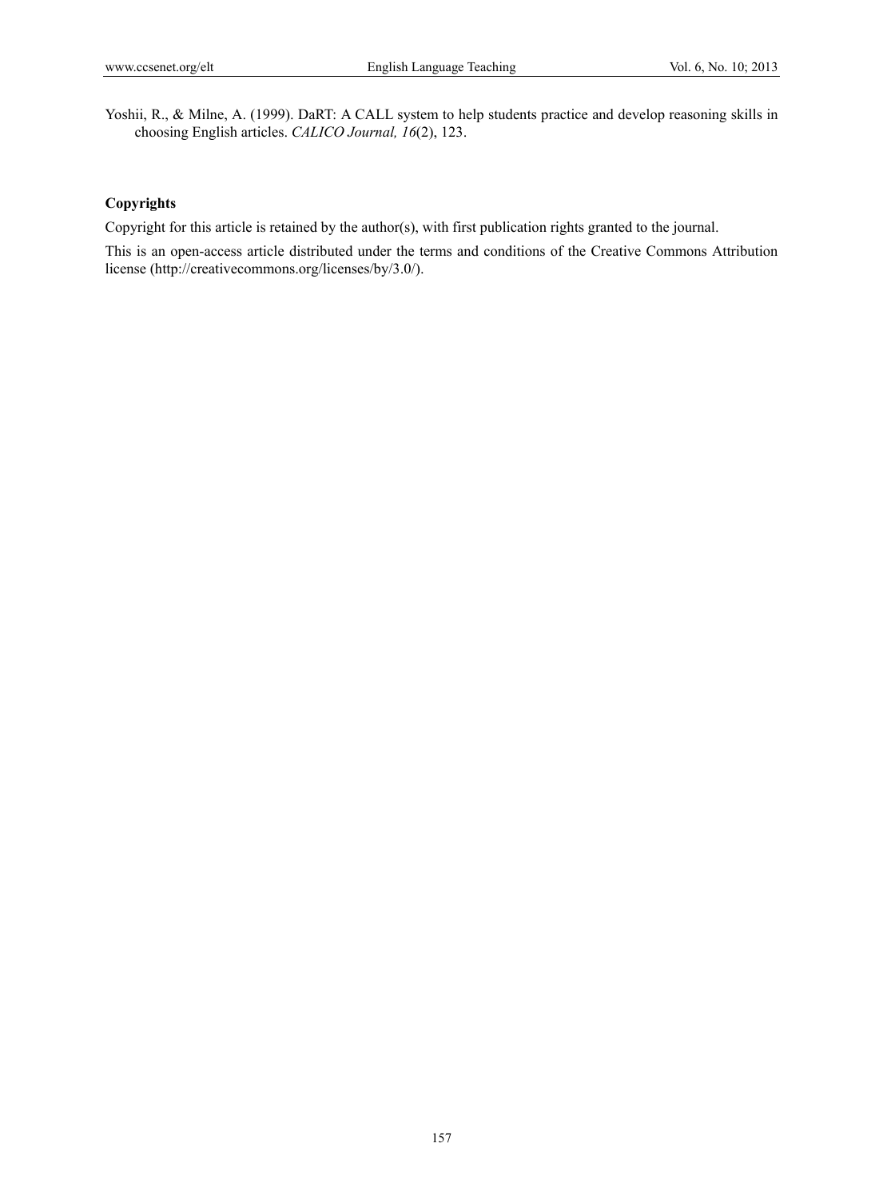Yoshii, R., & Milne, A. (1999). DaRT: A CALL system to help students practice and develop reasoning skills in choosing English articles. *CALICO Journal, 16*(2), 123.

**Copyrights**

Copyright for this article is retained by the author(s), with first publication rights granted to the journal.

This is an open-access article distributed under the terms and conditions of the Creative Commons Attribution license (http://creativecommons.org/licenses/by/3.0/).